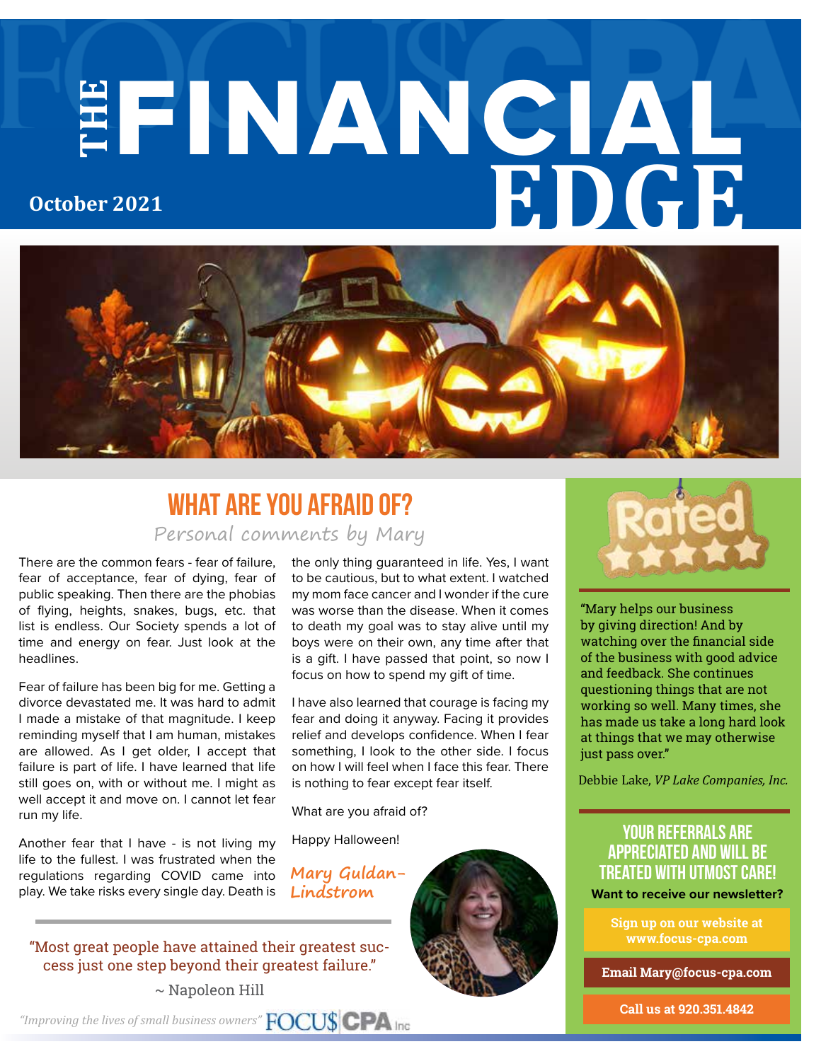# THE FINANCIAL EDGE

**October 2021**

## WHAT ARE YOU AFRAID OF?

*Personal comments by Mary*

There are the common fears - fear of failure, fear of acceptance, fear of dying, fear of public speaking. Then there are the phobias of flying, heights, snakes, bugs, etc. that list is endless. Our Society spends a lot of time and energy on fear. Just look at the headlines.

Fear of failure has been big for me. Getting a divorce devastated me. It was hard to admit I made a mistake of that magnitude. I keep reminding myself that I am human, mistakes are allowed. As I get older, I accept that failure is part of life. I have learned that life still goes on, with or without me. I might as well accept it and move on. I cannot let fear run my life.

Another fear that I have - is not living my life to the fullest. I was frustrated when the regulations regarding COVID came into play. We take risks every single day. Death is the only thing guaranteed in life. Yes, I want to be cautious, but to what extent. I watched my mom face cancer and I wonder if the cure was worse than the disease. When it comes to death my goal was to stay alive until my boys were on their own, any time after that is a gift. I have passed that point, so now I focus on how to spend my gift of time.

I have also learned that courage is facing my fear and doing it anyway. Facing it provides relief and develops confidence. When I fear something, I look to the other side. I focus on how I will feel when I face this fear. There is nothing to fear except fear itself.

What are you afraid of?

Happy Halloween!

*Mary Guldan-Lindstrom*

"Most great people have attained their greatest success just one step beyond their greatest failure."

~ Napoleon Hill

*"Improving the lives of small business owners"* FOCU$ CPA Inc

---

Rated ★★★★★

"Mary helps our business by giving direction! And by watching over the financial side of the business with good advice and feedback. She continues questioning things that are not working so well. Many times, she has made us take a long hard look at things that we may otherwise just pass over."

Debbie Lake, *VP Lake Companies, Inc.*

### YOUR REFERRALS ARE APPRECIATED AND WILL BE TREATED WITH UTMOST CARE!

**Want to receive our newsletter?**

**Sign up on our website at www.focus-cpa.com**

**Email Mary@focus-cpa.com**

**Call us at 920.351.4842**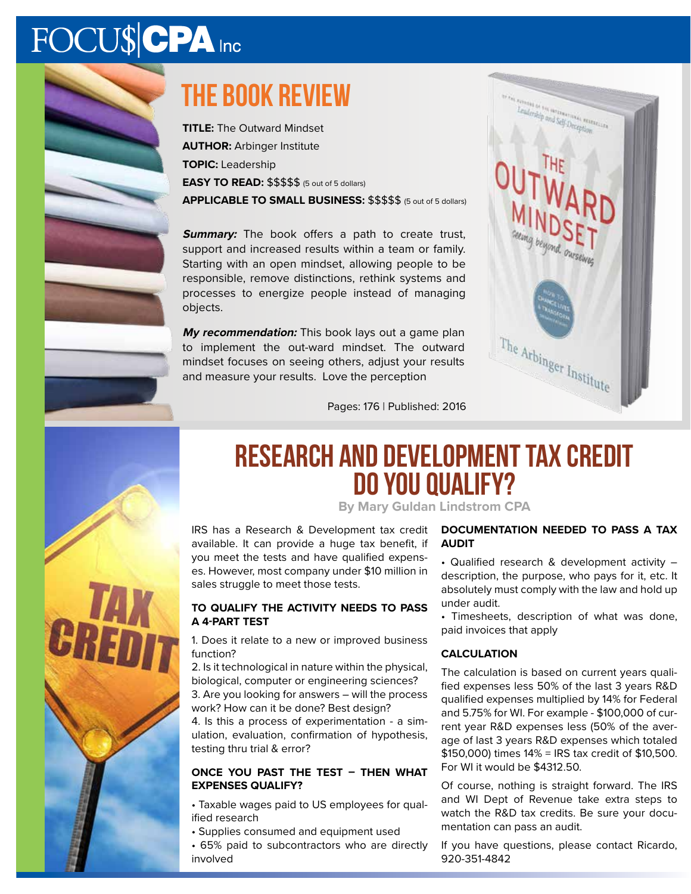# THE BOOK REVIEW

**TITLE:** The Outward Mindset
**AUTHOR:** Arbinger Institute
**TOPIC:** Leadership
**EASY TO READ:** $$$$$ (5 out of 5 dollars)
**APPLICABLE TO SMALL BUSINESS:** $$$$$ (5 out of 5 dollars)

***Summary:*** The book offers a path to create trust, support and increased results within a team or family. Starting with an open mindset, allowing people to be responsible, remove distinctions, rethink systems and processes to energize people instead of managing objects.

***My recommendation:*** This book lays out a game plan to implement the out-ward mindset. The outward mindset focuses on seeing others, adjust your results and measure your results. Love the perception

Pages: 176 | Published: 2016

# RESEARCH AND DEVELOPMENT TAX CREDIT DO YOU QUALIFY?

**By Mary Guldan Lindstrom CPA**

IRS has a Research & Development tax credit available. It can provide a huge tax benefit, if you meet the tests and have qualified expenses. However, most company under $10 million in sales struggle to meet those tests.

### TO QUALIFY THE ACTIVITY NEEDS TO PASS A 4-PART TEST

1. Does it relate to a new or improved business function?
2. Is it technological in nature within the physical, biological, computer or engineering sciences?
3. Are you looking for answers – will the process work? How can it be done? Best design?
4. Is this a process of experimentation - a simulation, evaluation, confirmation of hypothesis, testing thru trial & error?

### ONCE YOU PAST THE TEST – THEN WHAT EXPENSES QUALIFY?

- Taxable wages paid to US employees for qualified research
- Supplies consumed and equipment used
- 65% paid to subcontractors who are directly involved

### DOCUMENTATION NEEDED TO PASS A TAX AUDIT

- Qualified research & development activity – description, the purpose, who pays for it, etc. It absolutely must comply with the law and hold up under audit.
- Timesheets, description of what was done, paid invoices that apply

### CALCULATION

The calculation is based on current years qualified expenses less 50% of the last 3 years R&D qualified expenses multiplied by 14% for Federal and 5.75% for WI. For example - $100,000 of current year R&D expenses less (50% of the average of last 3 years R&D expenses which totaled $150,000) times 14% = IRS tax credit of $10,500. For WI it would be $4312.50.

Of course, nothing is straight forward. The IRS and WI Dept of Revenue take extra steps to watch the R&D tax credits. Be sure your documentation can pass an audit.

If you have questions, please contact Ricardo, 920-351-4842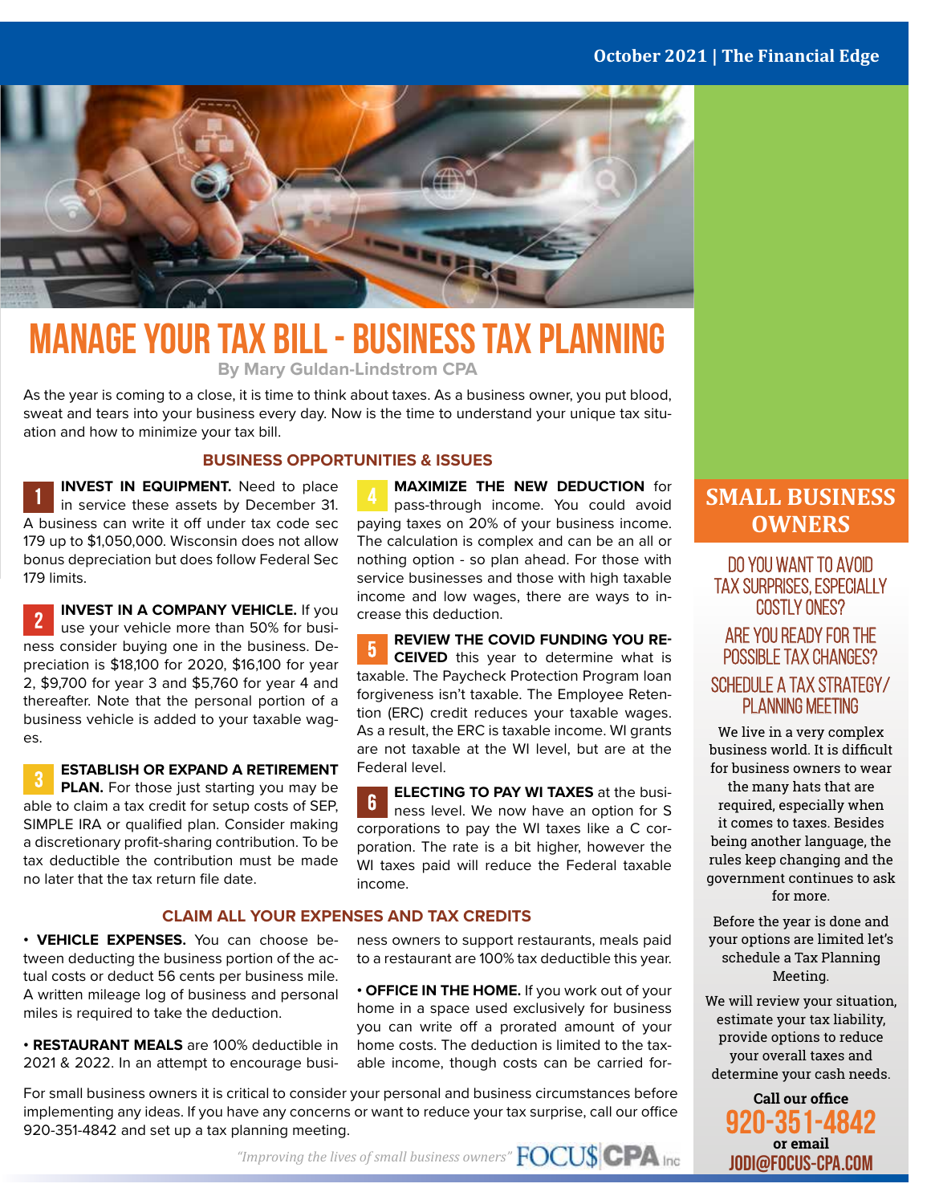# MANAGE YOUR TAX BILL - BUSINESS TAX PLANNING

**By Mary Guldan-Lindstrom CPA**

As the year is coming to a close, it is time to think about taxes. As a business owner, you put blood, sweat and tears into your business every day. Now is the time to understand your unique tax situation and how to minimize your tax bill.

## BUSINESS OPPORTUNITIES & ISSUES

**1 INVEST IN EQUIPMENT.** Need to place in service these assets by December 31. A business can write it off under tax code sec 179 up to $1,050,000. Wisconsin does not allow bonus depreciation but does follow Federal Sec 179 limits.

**2 INVEST IN A COMPANY VEHICLE.** If you use your vehicle more than 50% for business consider buying one in the business. Depreciation is $18,100 for 2020, $16,100 for year 2, $9,700 for year 3 and $5,760 for year 4 and thereafter. Note that the personal portion of a business vehicle is added to your taxable wages.

**3 ESTABLISH OR EXPAND A RETIREMENT PLAN.** For those just starting you may be able to claim a tax credit for setup costs of SEP, SIMPLE IRA or qualified plan. Consider making a discretionary profit-sharing contribution. To be tax deductible the contribution must be made no later that the tax return file date.

**4 MAXIMIZE THE NEW DEDUCTION** for pass-through income. You could avoid paying taxes on 20% of your business income. The calculation is complex and can be an all or nothing option - so plan ahead. For those with service businesses and those with high taxable income and low wages, there are ways to increase this deduction.

**5 REVIEW THE COVID FUNDING YOU RECEIVED** this year to determine what is taxable. The Paycheck Protection Program loan forgiveness isn't taxable. The Employee Retention (ERC) credit reduces your taxable wages. As a result, the ERC is taxable income. WI grants are not taxable at the WI level, but are at the Federal level.

**6 ELECTING TO PAY WI TAXES** at the business level. We now have an option for S corporations to pay the WI taxes like a C corporation. The rate is a bit higher, however the WI taxes paid will reduce the Federal taxable income.

## CLAIM ALL YOUR EXPENSES AND TAX CREDITS

• **VEHICLE EXPENSES.** You can choose between deducting the business portion of the actual costs or deduct 56 cents per business mile. A written mileage log of business and personal miles is required to take the deduction.

• **RESTAURANT MEALS** are 100% deductible in 2021 & 2022. In an attempt to encourage business owners to support restaurants, meals paid to a restaurant are 100% tax deductible this year.

• **OFFICE IN THE HOME.** If you work out of your home in a space used exclusively for business you can write off a prorated amount of your home costs. The deduction is limited to the taxable income, though costs can be carried for-

For small business owners it is critical to consider your personal and business circumstances before implementing any ideas. If you have any concerns or want to reduce your tax surprise, call our office 920-351-4842 and set up a tax planning meeting.

*"Improving the lives of small business owners"* FOCU$ CPA Inc

## SMALL BUSINESS OWNERS

### DO YOU WANT TO AVOID TAX SURPRISES, ESPECIALLY COSTLY ONES?

### ARE YOU READY FOR THE POSSIBLE TAX CHANGES?

### SCHEDULE A TAX STRATEGY/ PLANNING MEETING

We live in a very complex business world. It is difficult for business owners to wear the many hats that are required, especially when it comes to taxes. Besides being another language, the rules keep changing and the government continues to ask for more.

Before the year is done and your options are limited let's schedule a Tax Planning Meeting.

We will review your situation, estimate your tax liability, provide options to reduce your overall taxes and determine your cash needs.

**Call our office**
**920-351-4842**
**or email**
**JODI@FOCUS-CPA.COM**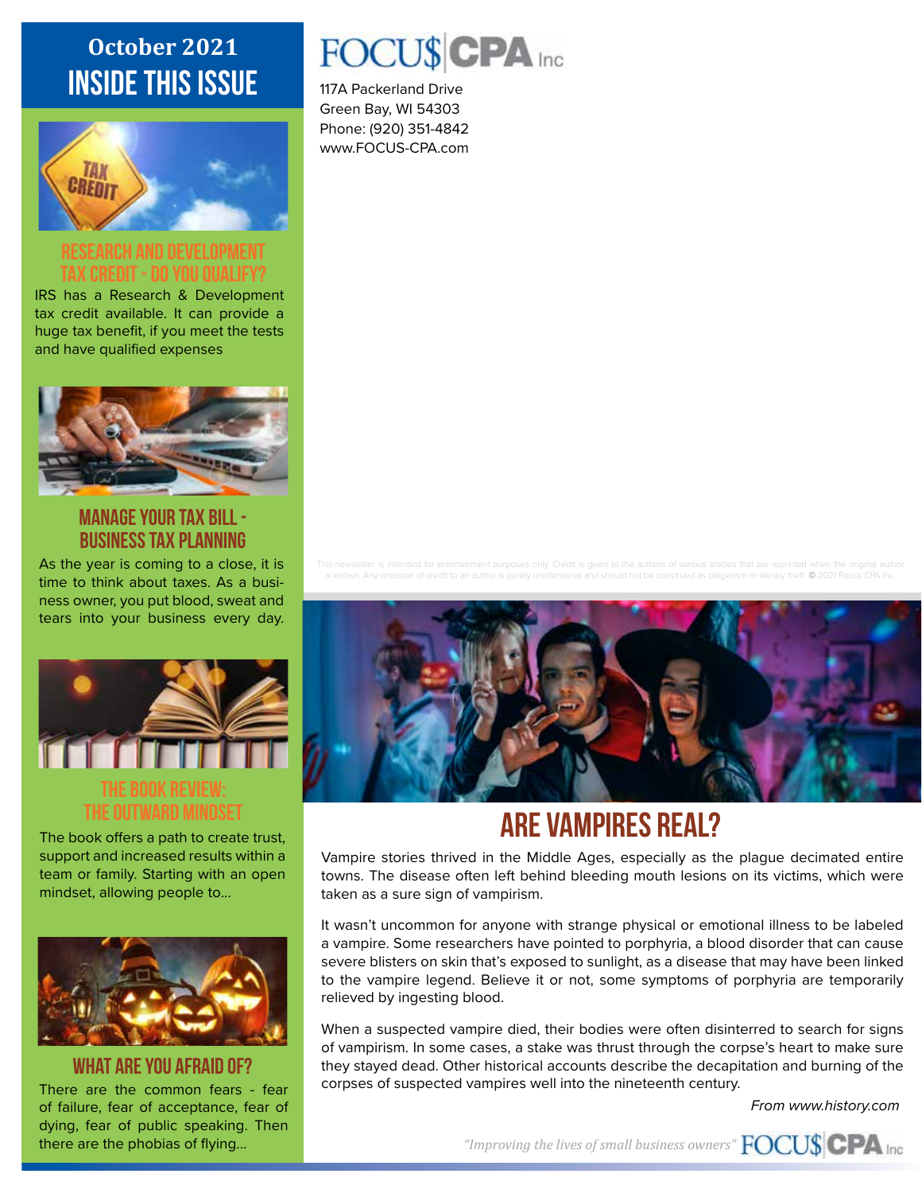## October 2021
# INSIDE THIS ISSUE

### RESEARCH AND DEVELOPMENT TAX CREDIT - DO YOU QUALIFY?

IRS has a Research & Development tax credit available. It can provide a huge tax benefit, if you meet the tests and have qualified expenses

### MANAGE YOUR TAX BILL - BUSINESS TAX PLANNING

As the year is coming to a close, it is time to think about taxes. As a business owner, you put blood, sweat and tears into your business every day.

### THE BOOK REVIEW: THE OUTWARD MINDSET

The book offers a path to create trust, support and increased results within a team or family. Starting with an open mindset, allowing people to...

### WHAT ARE YOU AFRAID OF?

There are the common fears - fear of failure, fear of acceptance, fear of dying, fear of public speaking. Then there are the phobias of flying...

FOCU$|CPA Inc

117A Packerland Drive
Green Bay, WI 54303
Phone: (920) 351-4842
www.FOCUS-CPA.com

This newsletter is intended for entertainment purposes only. Credit is given to the authors of various articles that are reprinted when the original author is known. Any omission of credit to an author is purely unintentional and should not be construed as plagiarism or literary theft. © 2021 Focus CPA Inc.

# ARE VAMPIRES REAL?

Vampire stories thrived in the Middle Ages, especially as the plague decimated entire towns. The disease often left behind bleeding mouth lesions on its victims, which were taken as a sure sign of vampirism.

It wasn't uncommon for anyone with strange physical or emotional illness to be labeled a vampire. Some researchers have pointed to porphyria, a blood disorder that can cause severe blisters on skin that's exposed to sunlight, as a disease that may have been linked to the vampire legend. Believe it or not, some symptoms of porphyria are temporarily relieved by ingesting blood.

When a suspected vampire died, their bodies were often disinterred to search for signs of vampirism. In some cases, a stake was thrust through the corpse's heart to make sure they stayed dead. Other historical accounts describe the decapitation and burning of the corpses of suspected vampires well into the nineteenth century.

*From www.history.com*

*"Improving the lives of small business owners"* FOCU$|CPA Inc